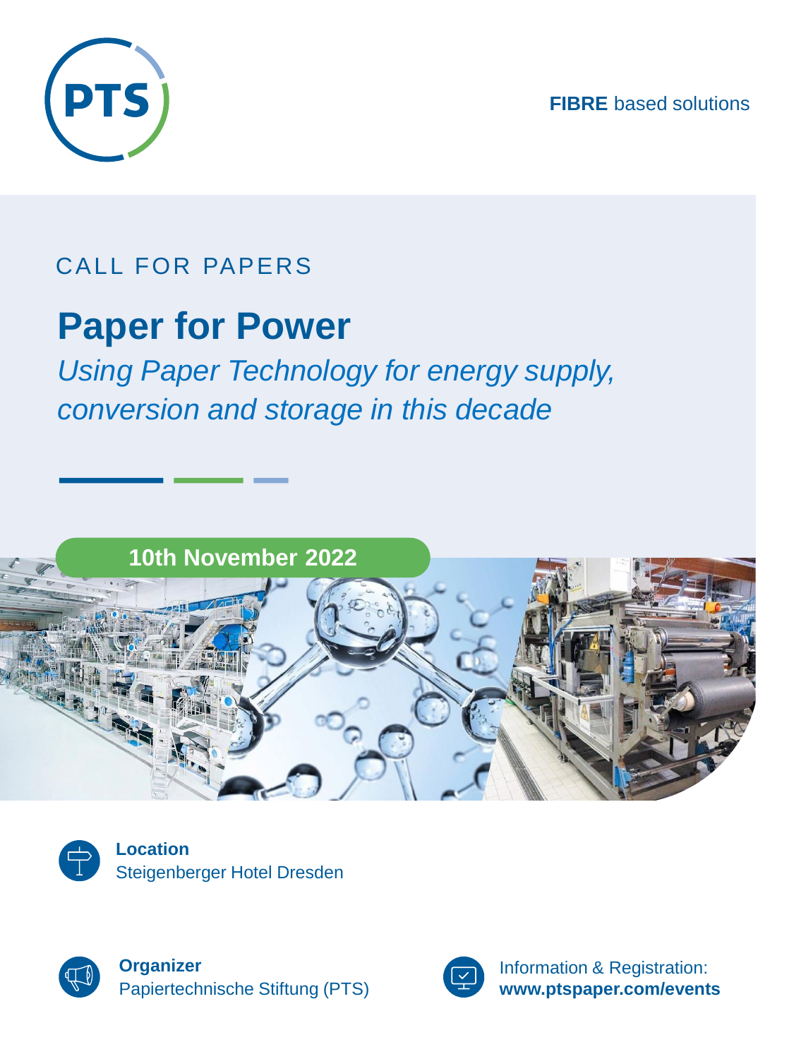PTS

**FIBRE** based solutions

CALL FOR PAPERS

# Paper for Power

*Using Paper Technology for energy supply, conversion and storage in this decade*

**10th November 2022**

**Location**
Steigenberger Hotel Dresden

**Organizer**
Papiertechnische Stiftung (PTS)

Information & Registration:
**www.ptspaper.com/events**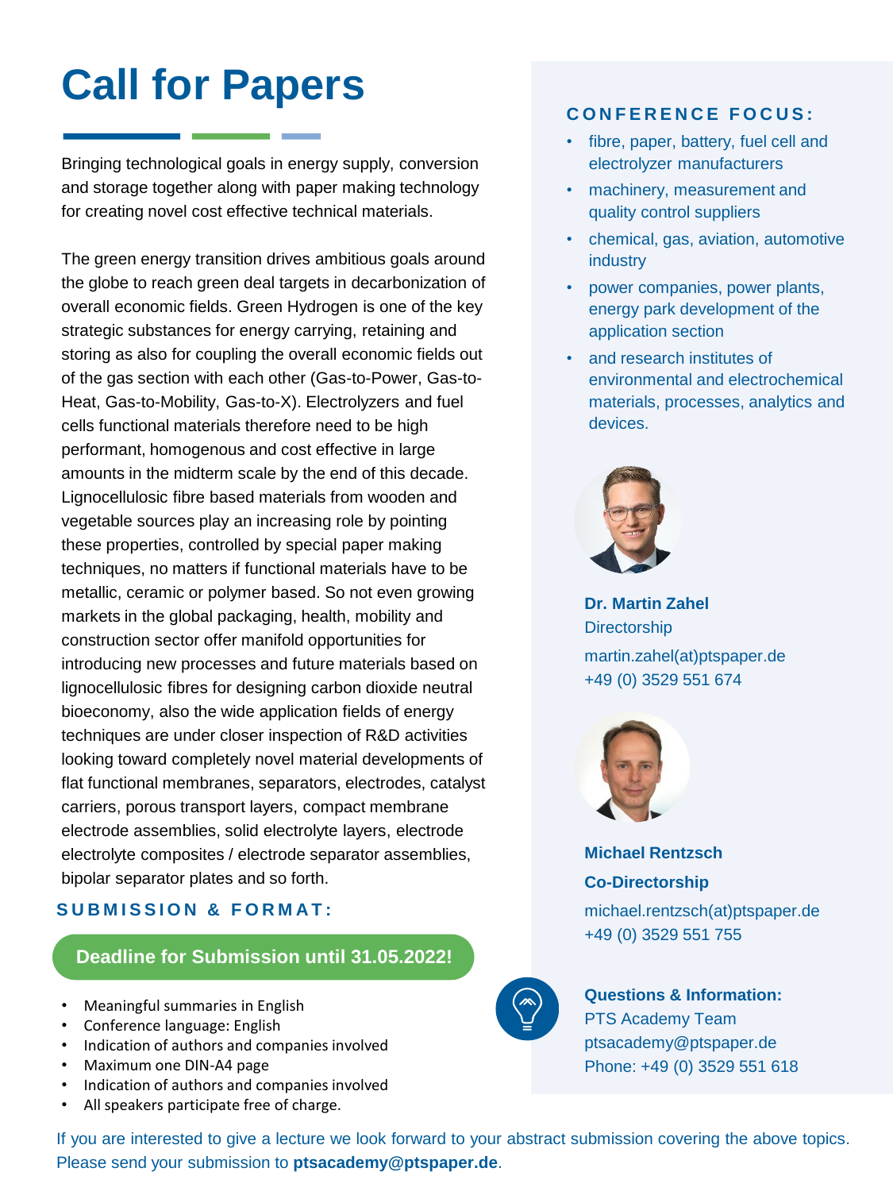# Call for Papers

Bringing technological goals in energy supply, conversion and storage together along with paper making technology for creating novel cost effective technical materials.

The green energy transition drives ambitious goals around the globe to reach green deal targets in decarbonization of overall economic fields. Green Hydrogen is one of the key strategic substances for energy carrying, retaining and storing as also for coupling the overall economic fields out of the gas section with each other (Gas-to-Power, Gas-to-Heat, Gas-to-Mobility, Gas-to-X). Electrolyzers and fuel cells functional materials therefore need to be high performant, homogenous and cost effective in large amounts in the midterm scale by the end of this decade. Lignocellulosic fibre based materials from wooden and vegetable sources play an increasing role by pointing these properties, controlled by special paper making techniques, no matters if functional materials have to be metallic, ceramic or polymer based. So not even growing markets in the global packaging, health, mobility and construction sector offer manifold opportunities for introducing new processes and future materials based on lignocellulosic fibres for designing carbon dioxide neutral bioeconomy, also the wide application fields of energy techniques are under closer inspection of R&D activities looking toward completely novel material developments of flat functional membranes, separators, electrodes, catalyst carriers, porous transport layers, compact membrane electrode assemblies, solid electrolyte layers, electrode electrolyte composites / electrode separator assemblies, bipolar separator plates and so forth.

## SUBMISSION & FORMAT:

**Deadline for Submission until 31.05.2022!**

- Meaningful summaries in English
- Conference language: English
- Indication of authors and companies involved
- Maximum one DIN-A4 page
- Indication of authors and companies involved
- All speakers participate free of charge.

## CONFERENCE FOCUS:

- fibre, paper, battery, fuel cell and electrolyzer manufacturers
- machinery, measurement and quality control suppliers
- chemical, gas, aviation, automotive industry
- power companies, power plants, energy park development of the application section
- and research institutes of environmental and electrochemical materials, processes, analytics and devices.

**Dr. Martin Zahel**
Directorship
martin.zahel(at)ptspaper.de
+49 (0) 3529 551 674

**Michael Rentzsch**
**Co-Directorship**
michael.rentzsch(at)ptspaper.de
+49 (0) 3529 551 755

**Questions & Information:**
PTS Academy Team
ptsacademy@ptspaper.de
Phone: +49 (0) 3529 551 618

If you are interested to give a lecture we look forward to your abstract submission covering the above topics. Please send your submission to **ptsacademy@ptspaper.de**.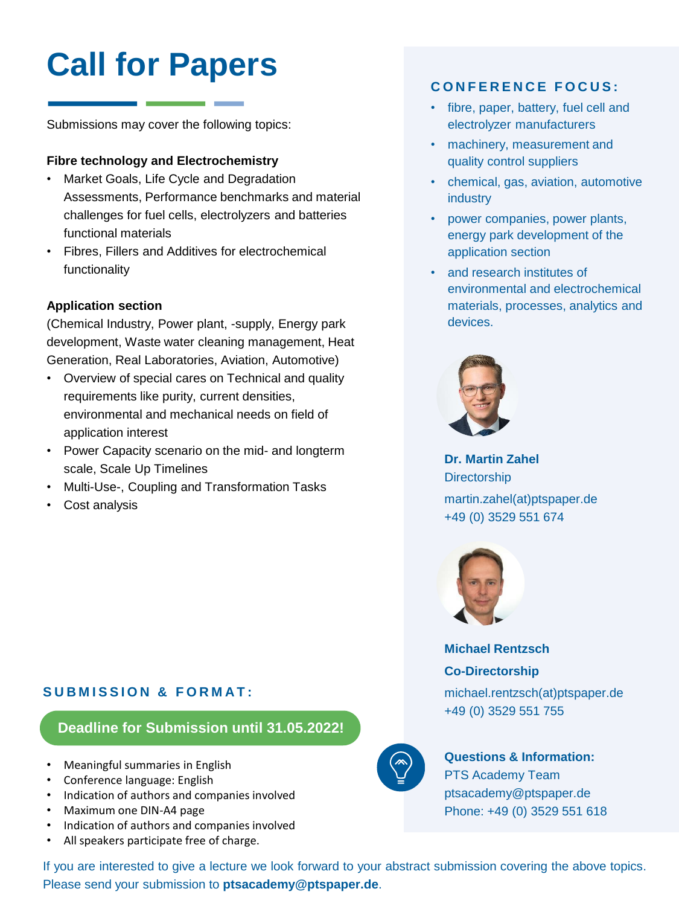# Call for Papers

Submissions may cover the following topics:

**Fibre technology and Electrochemistry**

- Market Goals, Life Cycle and Degradation Assessments, Performance benchmarks and material challenges for fuel cells, electrolyzers and batteries functional materials
- Fibres, Fillers and Additives for electrochemical functionality

**Application section**

(Chemical Industry, Power plant, -supply, Energy park development, Waste water cleaning management, Heat Generation, Real Laboratories, Aviation, Automotive)

- Overview of special cares on Technical and quality requirements like purity, current densities, environmental and mechanical needs on field of application interest
- Power Capacity scenario on the mid- and longterm scale, Scale Up Timelines
- Multi-Use-, Coupling and Transformation Tasks
- Cost analysis

## SUBMISSION & FORMAT:

**Deadline for Submission until 31.05.2022!**

- Meaningful summaries in English
- Conference language: English
- Indication of authors and companies involved
- Maximum one DIN-A4 page
- Indication of authors and companies involved
- All speakers participate free of charge.

## CONFERENCE FOCUS:

- fibre, paper, battery, fuel cell and electrolyzer manufacturers
- machinery, measurement and quality control suppliers
- chemical, gas, aviation, automotive industry
- power companies, power plants, energy park development of the application section
- and research institutes of environmental and electrochemical materials, processes, analytics and devices.

**Dr. Martin Zahel**
Directorship
martin.zahel(at)ptspaper.de
+49 (0) 3529 551 674

**Michael Rentzsch**
**Co-Directorship**
michael.rentzsch(at)ptspaper.de
+49 (0) 3529 551 755

**Questions & Information:**
PTS Academy Team
ptsacademy@ptspaper.de
Phone: +49 (0) 3529 551 618

If you are interested to give a lecture we look forward to your abstract submission covering the above topics. Please send your submission to **ptsacademy@ptspaper.de**.